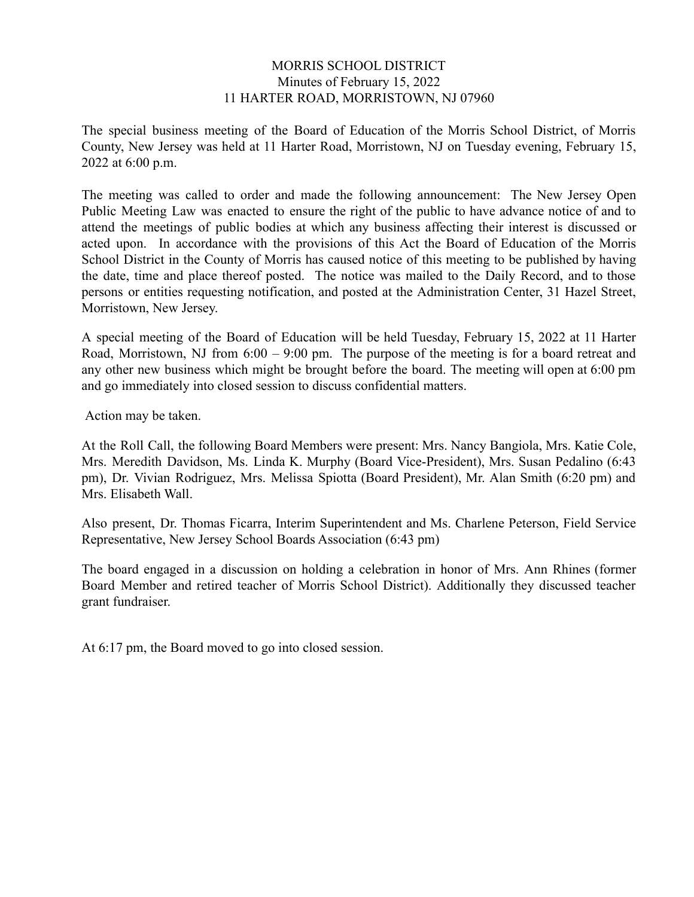# MORRIS SCHOOL DISTRICT
## Minutes of February 15, 2022
## 11 HARTER ROAD, MORRISTOWN, NJ 07960

The special business meeting of the Board of Education of the Morris School District, of Morris County, New Jersey was held at 11 Harter Road, Morristown, NJ on Tuesday evening, February 15, 2022 at 6:00 p.m.

The meeting was called to order and made the following announcement: The New Jersey Open Public Meeting Law was enacted to ensure the right of the public to have advance notice of and to attend the meetings of public bodies at which any business affecting their interest is discussed or acted upon. In accordance with the provisions of this Act the Board of Education of the Morris School District in the County of Morris has caused notice of this meeting to be published by having the date, time and place thereof posted. The notice was mailed to the Daily Record, and to those persons or entities requesting notification, and posted at the Administration Center, 31 Hazel Street, Morristown, New Jersey.

A special meeting of the Board of Education will be held Tuesday, February 15, 2022 at 11 Harter Road, Morristown, NJ from 6:00 – 9:00 pm. The purpose of the meeting is for a board retreat and any other new business which might be brought before the board. The meeting will open at 6:00 pm and go immediately into closed session to discuss confidential matters.

Action may be taken.

At the Roll Call, the following Board Members were present: Mrs. Nancy Bangiola, Mrs. Katie Cole, Mrs. Meredith Davidson, Ms. Linda K. Murphy (Board Vice-President), Mrs. Susan Pedalino (6:43 pm), Dr. Vivian Rodriguez, Mrs. Melissa Spiotta (Board President), Mr. Alan Smith (6:20 pm) and Mrs. Elisabeth Wall.

Also present, Dr. Thomas Ficarra, Interim Superintendent and Ms. Charlene Peterson, Field Service Representative, New Jersey School Boards Association (6:43 pm)

The board engaged in a discussion on holding a celebration in honor of Mrs. Ann Rhines (former Board Member and retired teacher of Morris School District). Additionally they discussed teacher grant fundraiser.

At 6:17 pm, the Board moved to go into closed session.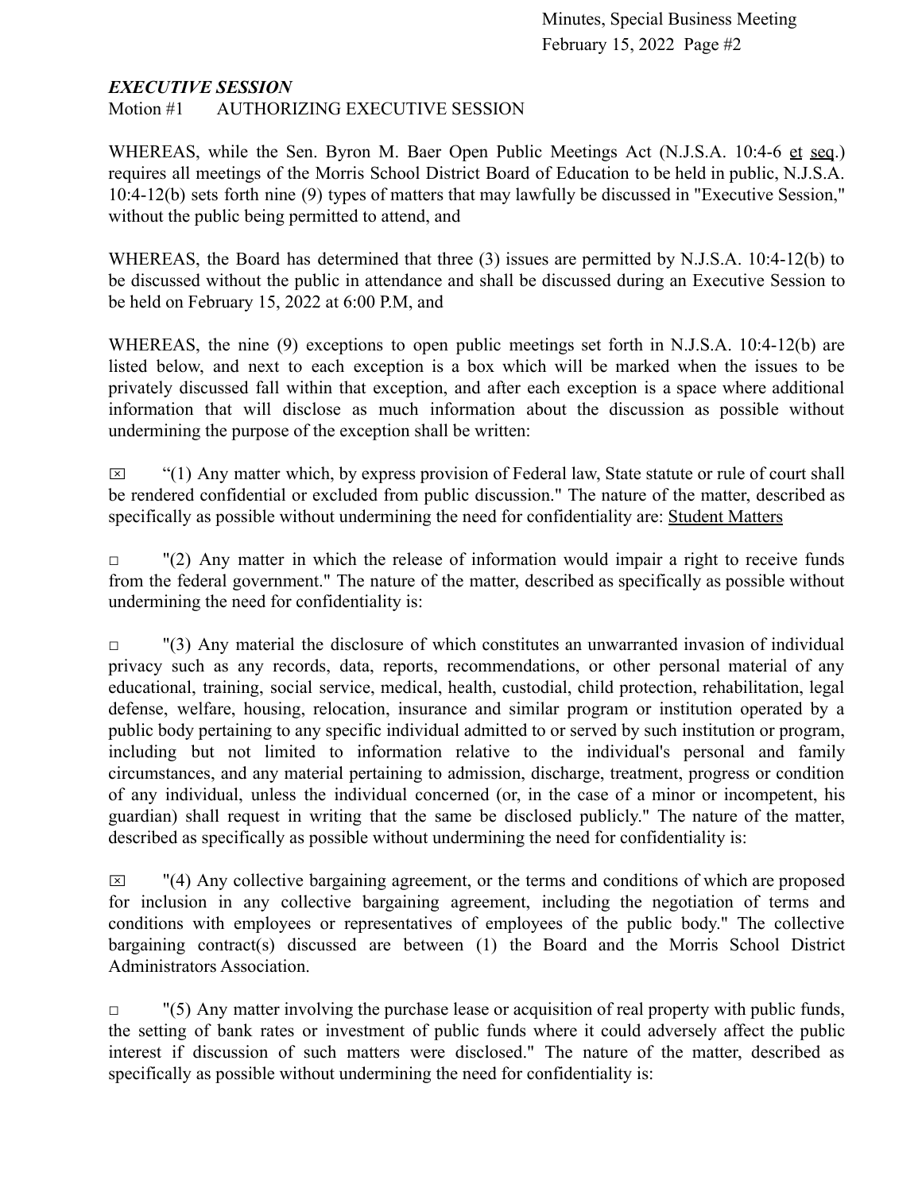***EXECUTIVE SESSION***

Motion #1 AUTHORIZING EXECUTIVE SESSION

WHEREAS, while the Sen. Byron M. Baer Open Public Meetings Act (N.J.S.A. 10:4-6 et seq.) requires all meetings of the Morris School District Board of Education to be held in public, N.J.S.A. 10:4-12(b) sets forth nine (9) types of matters that may lawfully be discussed in "Executive Session," without the public being permitted to attend, and

WHEREAS, the Board has determined that three (3) issues are permitted by N.J.S.A. 10:4-12(b) to be discussed without the public in attendance and shall be discussed during an Executive Session to be held on February 15, 2022 at 6:00 P.M, and

WHEREAS, the nine (9) exceptions to open public meetings set forth in N.J.S.A. 10:4-12(b) are listed below, and next to each exception is a box which will be marked when the issues to be privately discussed fall within that exception, and after each exception is a space where additional information that will disclose as much information about the discussion as possible without undermining the purpose of the exception shall be written:

☒ "(1) Any matter which, by express provision of Federal law, State statute or rule of court shall be rendered confidential or excluded from public discussion." The nature of the matter, described as specifically as possible without undermining the need for confidentiality are: Student Matters

☐ "(2) Any matter in which the release of information would impair a right to receive funds from the federal government." The nature of the matter, described as specifically as possible without undermining the need for confidentiality is:

☐ "(3) Any material the disclosure of which constitutes an unwarranted invasion of individual privacy such as any records, data, reports, recommendations, or other personal material of any educational, training, social service, medical, health, custodial, child protection, rehabilitation, legal defense, welfare, housing, relocation, insurance and similar program or institution operated by a public body pertaining to any specific individual admitted to or served by such institution or program, including but not limited to information relative to the individual's personal and family circumstances, and any material pertaining to admission, discharge, treatment, progress or condition of any individual, unless the individual concerned (or, in the case of a minor or incompetent, his guardian) shall request in writing that the same be disclosed publicly." The nature of the matter, described as specifically as possible without undermining the need for confidentiality is:

☒ "(4) Any collective bargaining agreement, or the terms and conditions of which are proposed for inclusion in any collective bargaining agreement, including the negotiation of terms and conditions with employees or representatives of employees of the public body." The collective bargaining contract(s) discussed are between (1) the Board and the Morris School District Administrators Association.

☐ "(5) Any matter involving the purchase lease or acquisition of real property with public funds, the setting of bank rates or investment of public funds where it could adversely affect the public interest if discussion of such matters were disclosed." The nature of the matter, described as specifically as possible without undermining the need for confidentiality is: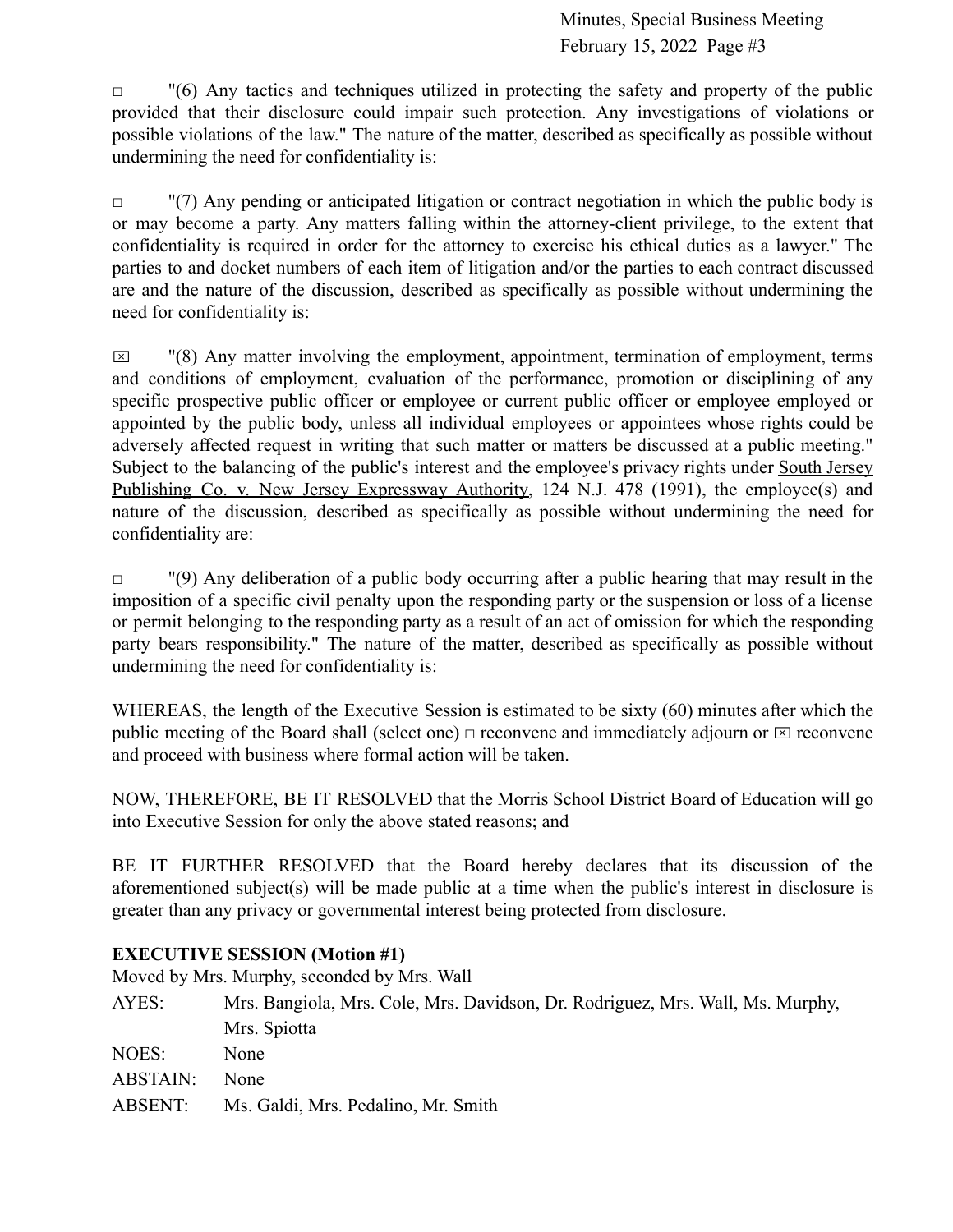□ "(6) Any tactics and techniques utilized in protecting the safety and property of the public provided that their disclosure could impair such protection. Any investigations of violations or possible violations of the law." The nature of the matter, described as specifically as possible without undermining the need for confidentiality is:

□ "(7) Any pending or anticipated litigation or contract negotiation in which the public body is or may become a party. Any matters falling within the attorney-client privilege, to the extent that confidentiality is required in order for the attorney to exercise his ethical duties as a lawyer." The parties to and docket numbers of each item of litigation and/or the parties to each contract discussed are and the nature of the discussion, described as specifically as possible without undermining the need for confidentiality is:

☒ "(8) Any matter involving the employment, appointment, termination of employment, terms and conditions of employment, evaluation of the performance, promotion or disciplining of any specific prospective public officer or employee or current public officer or employee employed or appointed by the public body, unless all individual employees or appointees whose rights could be adversely affected request in writing that such matter or matters be discussed at a public meeting." Subject to the balancing of the public's interest and the employee's privacy rights under South Jersey Publishing Co. v. New Jersey Expressway Authority, 124 N.J. 478 (1991), the employee(s) and nature of the discussion, described as specifically as possible without undermining the need for confidentiality are:

□ "(9) Any deliberation of a public body occurring after a public hearing that may result in the imposition of a specific civil penalty upon the responding party or the suspension or loss of a license or permit belonging to the responding party as a result of an act of omission for which the responding party bears responsibility." The nature of the matter, described as specifically as possible without undermining the need for confidentiality is:

WHEREAS, the length of the Executive Session is estimated to be sixty (60) minutes after which the public meeting of the Board shall (select one) □ reconvene and immediately adjourn or ☒ reconvene and proceed with business where formal action will be taken.

NOW, THEREFORE, BE IT RESOLVED that the Morris School District Board of Education will go into Executive Session for only the above stated reasons; and

BE IT FURTHER RESOLVED that the Board hereby declares that its discussion of the aforementioned subject(s) will be made public at a time when the public's interest in disclosure is greater than any privacy or governmental interest being protected from disclosure.

**EXECUTIVE SESSION (Motion #1)**

Moved by Mrs. Murphy, seconded by Mrs. Wall

| | |
|---|---|
| AYES: | Mrs. Bangiola, Mrs. Cole, Mrs. Davidson, Dr. Rodriguez, Mrs. Wall, Ms. Murphy, Mrs. Spiotta |
| NOES: | None |
| ABSTAIN: | None |
| ABSENT: | Ms. Galdi, Mrs. Pedalino, Mr. Smith |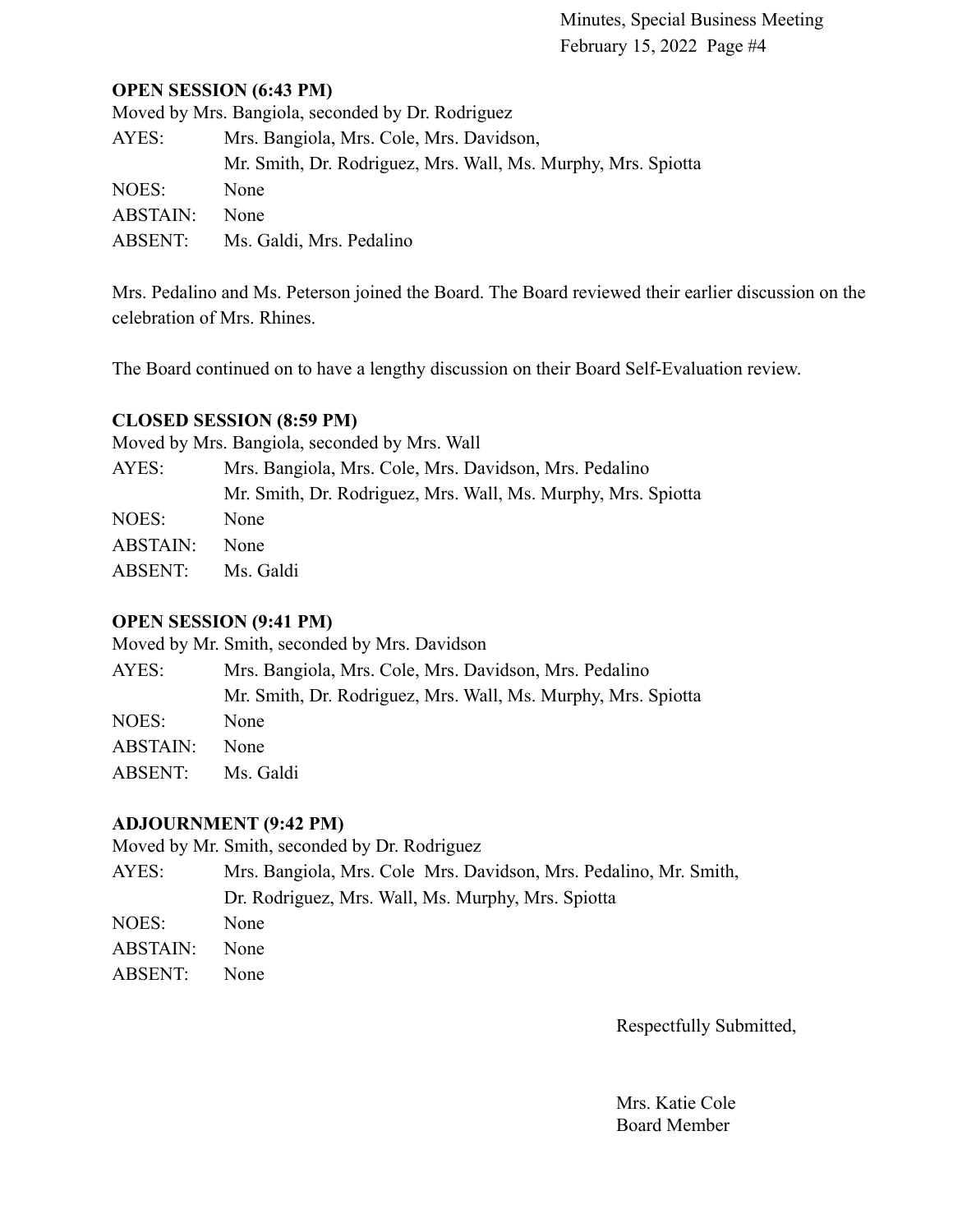**OPEN SESSION (6:43 PM)**

Moved by Mrs. Bangiola, seconded by Dr. Rodriguez

| | |
|---|---|
| AYES: | Mrs. Bangiola, Mrs. Cole, Mrs. Davidson, Mr. Smith, Dr. Rodriguez, Mrs. Wall, Ms. Murphy, Mrs. Spiotta |
| NOES: | None |
| ABSTAIN: | None |
| ABSENT: | Ms. Galdi, Mrs. Pedalino |

Mrs. Pedalino and Ms. Peterson joined the Board. The Board reviewed their earlier discussion on the celebration of Mrs. Rhines.

The Board continued on to have a lengthy discussion on their Board Self-Evaluation review.

**CLOSED SESSION (8:59 PM)**

Moved by Mrs. Bangiola, seconded by Mrs. Wall

| | |
|---|---|
| AYES: | Mrs. Bangiola, Mrs. Cole, Mrs. Davidson, Mrs. Pedalino Mr. Smith, Dr. Rodriguez, Mrs. Wall, Ms. Murphy, Mrs. Spiotta |
| NOES: | None |
| ABSTAIN: | None |
| ABSENT: | Ms. Galdi |

**OPEN SESSION (9:41 PM)**

Moved by Mr. Smith, seconded by Mrs. Davidson

| | |
|---|---|
| AYES: | Mrs. Bangiola, Mrs. Cole, Mrs. Davidson, Mrs. Pedalino Mr. Smith, Dr. Rodriguez, Mrs. Wall, Ms. Murphy, Mrs. Spiotta |
| NOES: | None |
| ABSTAIN: | None |
| ABSENT: | Ms. Galdi |

**ADJOURNMENT (9:42 PM)**

Moved by Mr. Smith, seconded by Dr. Rodriguez

| | |
|---|---|
| AYES: | Mrs. Bangiola, Mrs. Cole Mrs. Davidson, Mrs. Pedalino, Mr. Smith, Dr. Rodriguez, Mrs. Wall, Ms. Murphy, Mrs. Spiotta |
| NOES: | None |
| ABSTAIN: | None |
| ABSENT: | None |

Respectfully Submitted,

Mrs. Katie Cole
Board Member